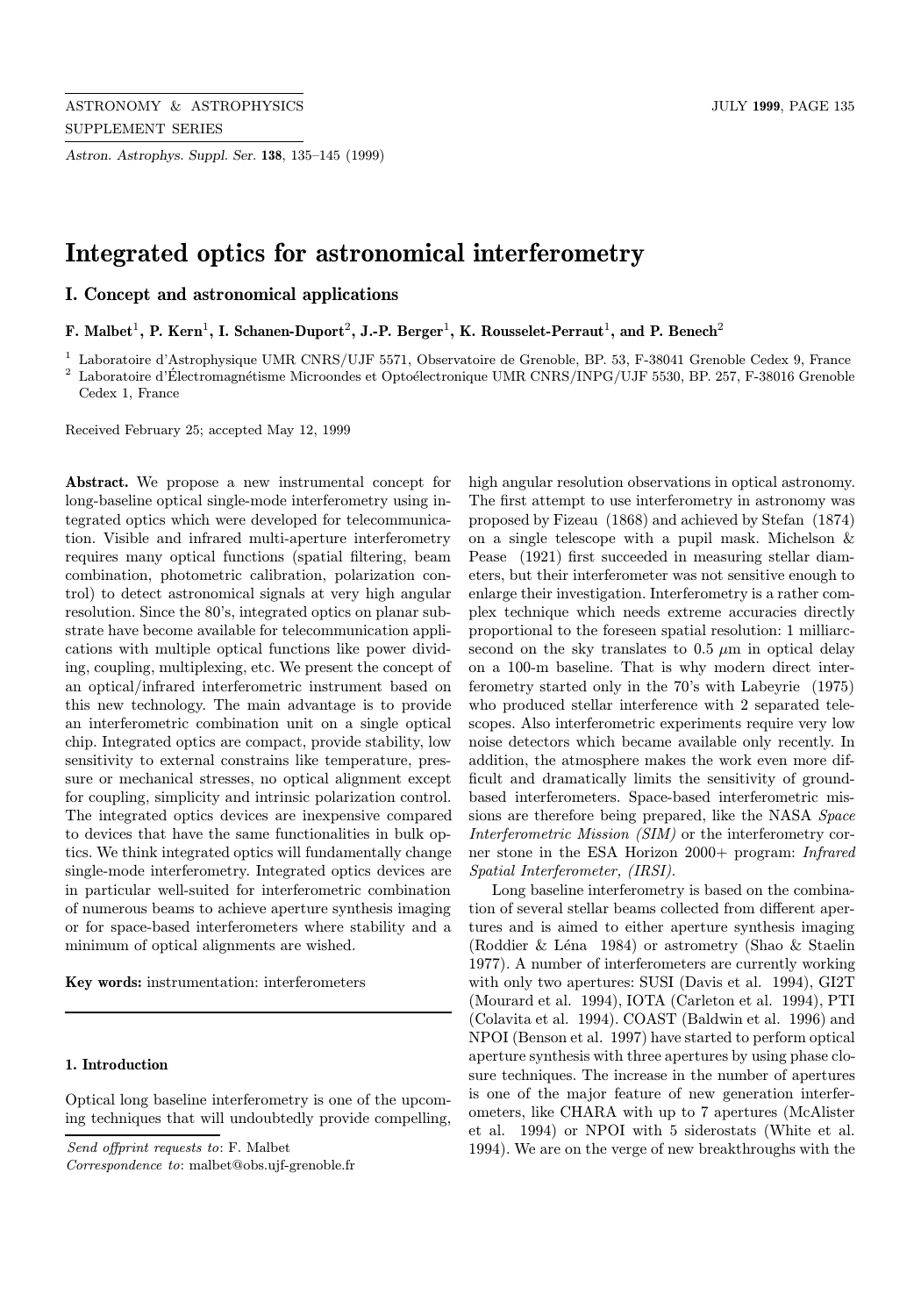# Integrated optics for astronomical interferometry

## I. Concept and astronomical applications

**F. Malbet[1], P. Kern[1], I. Schanen-Duport[2], J.-P. Berger[1], K. Rousselet-Perraut[1], and P. Benech[2]**

[1] Laboratoire d'Astrophysique UMR CNRS/UJF 5571, Observatoire de Grenoble, BP. 53, F-38041 Grenoble Cedex 9, France

[2] Laboratoire d'Électromagnétisme Microondes et Optoélectronique UMR CNRS/INPG/UJF 5530, BP. 257, F-38016 Grenoble Cedex 1, France

Received February 25; accepted May 12, 1999

**Abstract.** We propose a new instrumental concept for long-baseline optical single-mode interferometry using integrated optics which were developed for telecommunication. Visible and infrared multi-aperture interferometry requires many optical functions (spatial filtering, beam combination, photometric calibration, polarization control) to detect astronomical signals at very high angular resolution. Since the 80's, integrated optics on planar substrate have become available for telecommunication applications with multiple optical functions like power dividing, coupling, multiplexing, etc. We present the concept of an optical/infrared interferometric instrument based on this new technology. The main advantage is to provide an interferometric combination unit on a single optical chip. Integrated optics are compact, provide stability, low sensitivity to external constrains like temperature, pressure or mechanical stresses, no optical alignment except for coupling, simplicity and intrinsic polarization control. The integrated optics devices are inexpensive compared to devices that have the same functionalities in bulk optics. We think integrated optics will fundamentally change single-mode interferometry. Integrated optics devices are in particular well-suited for interferometric combination of numerous beams to achieve aperture synthesis imaging or for space-based interferometers where stability and a minimum of optical alignments are wished.

**Key words:** instrumentation: interferometers

### 1. Introduction

Optical long baseline interferometry is one of the upcoming techniques that will undoubtedly provide compelling, high angular resolution observations in optical astronomy. The first attempt to use interferometry in astronomy was proposed by Fizeau (1868) and achieved by Stefan (1874) on a single telescope with a pupil mask. Michelson & Pease (1921) first succeeded in measuring stellar diameters, but their interferometer was not sensitive enough to enlarge their investigation. Interferometry is a rather complex technique which needs extreme accuracies directly proportional to the foreseen spatial resolution: 1 milliarcsecond on the sky translates to 0.5 $\mu$m in optical delay on a 100-m baseline. That is why modern direct interferometry started only in the 70's with Labeyrie (1975) who produced stellar interference with 2 separated telescopes. Also interferometric experiments require very low noise detectors which became available only recently. In addition, the atmosphere makes the work even more difficult and dramatically limits the sensitivity of ground-based interferometers. Space-based interferometric missions are therefore being prepared, like the NASA *Space Interferometric Mission (SIM)* or the interferometry corner stone in the ESA Horizon 2000+ program: *Infrared Spatial Interferometer, (IRSI)*.

Long baseline interferometry is based on the combination of several stellar beams collected from different apertures and is aimed to either aperture synthesis imaging (Roddier & Léna 1984) or astrometry (Shao & Staelin 1977). A number of interferometers are currently working with only two apertures: SUSI (Davis et al. 1994), GI2T (Mourard et al. 1994), IOTA (Carleton et al. 1994), PTI (Colavita et al. 1994). COAST (Baldwin et al. 1996) and NPOI (Benson et al. 1997) have started to perform optical aperture synthesis with three apertures by using phase closure techniques. The increase in the number of apertures is one of the major feature of new generation interferometers, like CHARA with up to 7 apertures (McAlister et al. 1994) or NPOI with 5 siderostats (White et al. 1994). We are on the verge of new breakthroughs with the

*Send offprint requests to*: F. Malbet
*Correspondence to*: malbet@obs.ujf-grenoble.fr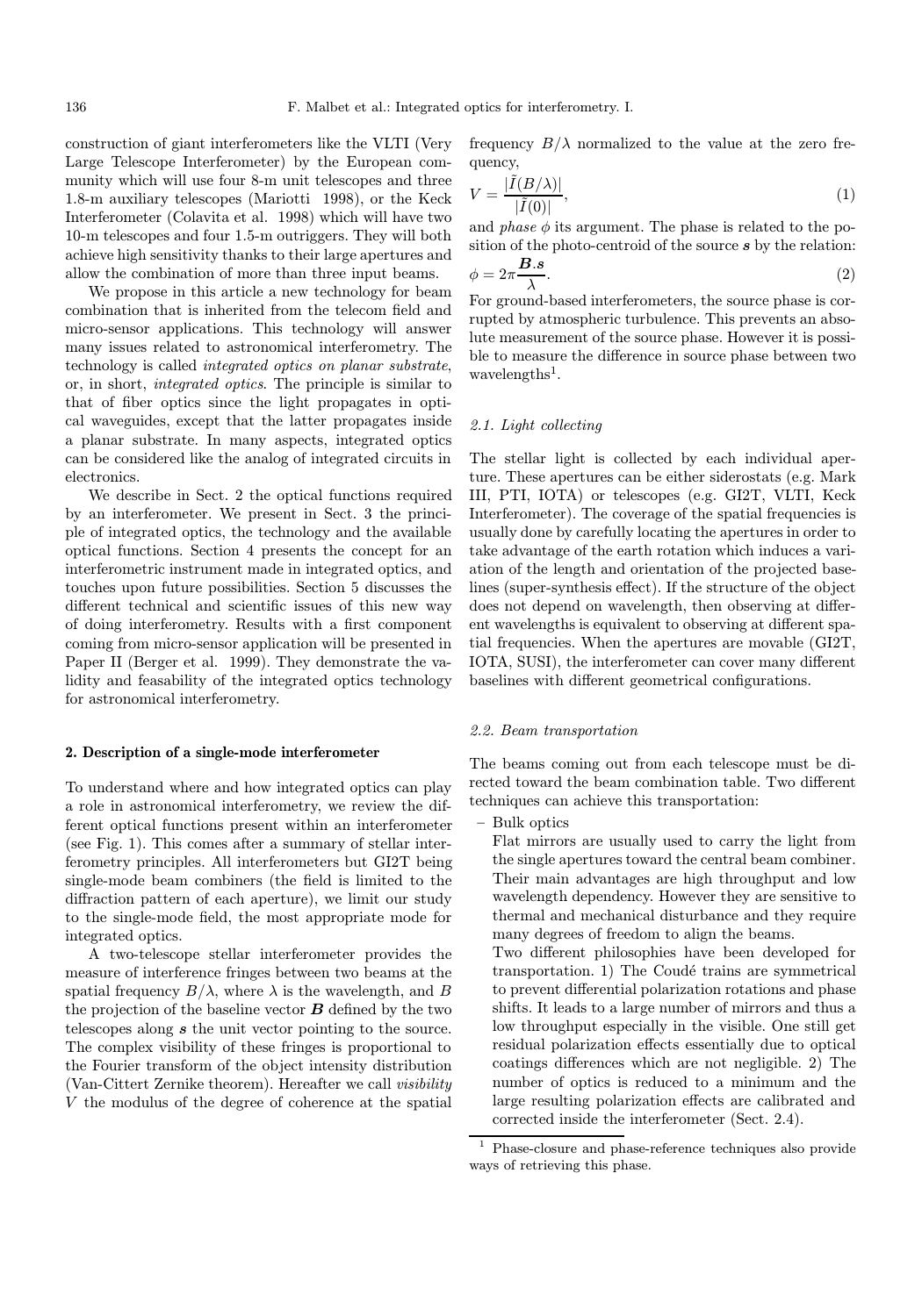construction of giant interferometers like the VLTI (Very Large Telescope Interferometer) by the European community which will use four 8-m unit telescopes and three 1.8-m auxiliary telescopes (Mariotti 1998), or the Keck Interferometer (Colavita et al. 1998) which will have two 10-m telescopes and four 1.5-m outriggers. They will both achieve high sensitivity thanks to their large apertures and allow the combination of more than three input beams.

We propose in this article a new technology for beam combination that is inherited from the telecom field and micro-sensor applications. This technology will answer many issues related to astronomical interferometry. The technology is called *integrated optics on planar substrate*, or, in short, *integrated optics*. The principle is similar to that of fiber optics since the light propagates in optical waveguides, except that the latter propagates inside a planar substrate. In many aspects, integrated optics can be considered like the analog of integrated circuits in electronics.

We describe in Sect. 2 the optical functions required by an interferometer. We present in Sect. 3 the principle of integrated optics, the technology and the available optical functions. Section 4 presents the concept for an interferometric instrument made in integrated optics, and touches upon future possibilities. Section 5 discusses the different technical and scientific issues of this new way of doing interferometry. Results with a first component coming from micro-sensor application will be presented in Paper II (Berger et al. 1999). They demonstrate the validity and feasability of the integrated optics technology for astronomical interferometry.

## 2. Description of a single-mode interferometer

To understand where and how integrated optics can play a role in astronomical interferometry, we review the different optical functions present within an interferometer (see Fig. 1). This comes after a summary of stellar interferometry principles. All interferometers but GI2T being single-mode beam combiners (the field is limited to the diffraction pattern of each aperture), we limit our study to the single-mode field, the most appropriate mode for integrated optics.

A two-telescope stellar interferometer provides the measure of interference fringes between two beams at the spatial frequency $B/\lambda$, where $\lambda$ is the wavelength, and $B$ the projection of the baseline vector $\boldsymbol{B}$ defined by the two telescopes along $\boldsymbol{s}$ the unit vector pointing to the source. The complex visibility of these fringes is proportional to the Fourier transform of the object intensity distribution (Van-Cittert Zernike theorem). Hereafter we call *visibility* $V$ the modulus of the degree of coherence at the spatial frequency $B/\lambda$ normalized to the value at the zero frequency,

$$V = \frac{|\tilde{I}(B/\lambda)|}{|\tilde{I}(0)|}, \tag{1}$$

and *phase* $\phi$ its argument. The phase is related to the position of the photo-centroid of the source $\boldsymbol{s}$ by the relation:

$$\phi = 2\pi\frac{\boldsymbol{B}.\boldsymbol{s}}{\lambda}. \tag{2}$$

For ground-based interferometers, the source phase is corrupted by atmospheric turbulence. This prevents an absolute measurement of the source phase. However it is possible to measure the difference in source phase between two wavelengths[1].

### 2.1. Light collecting

The stellar light is collected by each individual aperture. These apertures can be either siderostats (e.g. Mark III, PTI, IOTA) or telescopes (e.g. GI2T, VLTI, Keck Interferometer). The coverage of the spatial frequencies is usually done by carefully locating the apertures in order to take advantage of the earth rotation which induces a variation of the length and orientation of the projected baselines (super-synthesis effect). If the structure of the object does not depend on wavelength, then observing at different wavelengths is equivalent to observing at different spatial frequencies. When the apertures are movable (GI2T, IOTA, SUSI), the interferometer can cover many different baselines with different geometrical configurations.

### 2.2. Beam transportation

The beams coming out from each telescope must be directed toward the beam combination table. Two different techniques can achieve this transportation:

– Bulk optics

Flat mirrors are usually used to carry the light from the single apertures toward the central beam combiner. Their main advantages are high throughput and low wavelength dependency. However they are sensitive to thermal and mechanical disturbance and they require many degrees of freedom to align the beams.

Two different philosophies have been developed for transportation. 1) The Coudé trains are symmetrical to prevent differential polarization rotations and phase shifts. It leads to a large number of mirrors and thus a low throughput especially in the visible. One still get residual polarization effects essentially due to optical coatings differences which are not negligible. 2) The number of optics is reduced to a minimum and the large resulting polarization effects are calibrated and corrected inside the interferometer (Sect. 2.4).

[1] Phase-closure and phase-reference techniques also provide ways of retrieving this phase.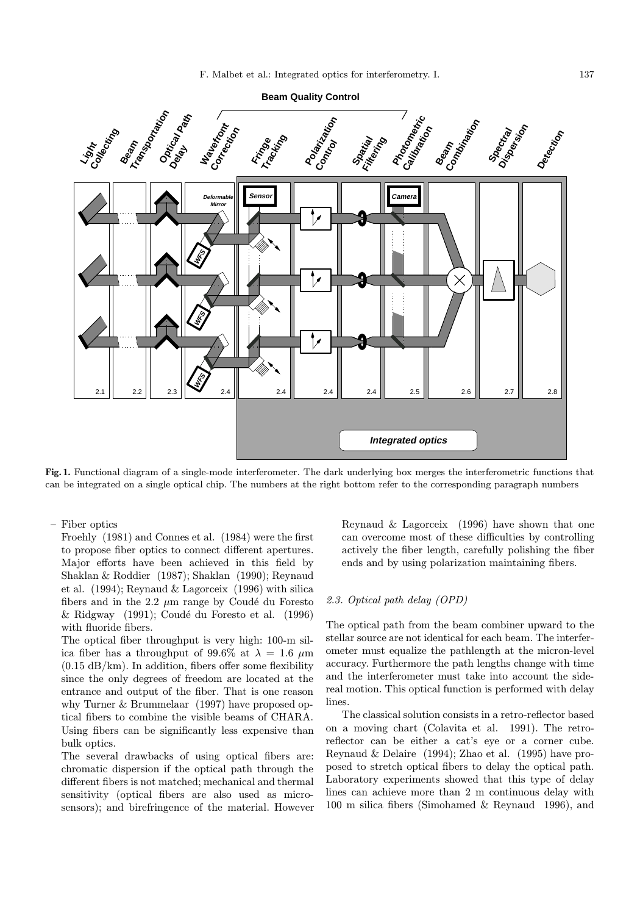**Fig. 1.** Functional diagram of a single-mode interferometer. The dark underlying box merges the interferometric functions that can be integrated on a single optical chip. The numbers at the right bottom refer to the corresponding paragraph numbers

– Fiber optics

  Froehly (1981) and Connes et al. (1984) were the first to propose fiber optics to connect different apertures. Major efforts have been achieved in this field by Shaklan & Roddier (1987); Shaklan (1990); Reynaud et al. (1994); Reynaud & Lagorceix (1996) with silica fibers and in the 2.2 $\mu$m range by Coudé du Foresto & Ridgway (1991); Coudé du Foresto et al. (1996) with fluoride fibers.

  The optical fiber throughput is very high: 100-m silica fiber has a throughput of 99.6% at $\lambda = 1.6$ $\mu$m (0.15 dB/km). In addition, fibers offer some flexibility since the only degrees of freedom are located at the entrance and output of the fiber. That is one reason why Turner & Brummelaar (1997) have proposed optical fibers to combine the visible beams of CHARA. Using fibers can be significantly less expensive than bulk optics.

  The several drawbacks of using optical fibers are: chromatic dispersion if the optical path through the different fibers is not matched; mechanical and thermal sensitivity (optical fibers are also used as microsensors); and birefringence of the material. However Reynaud & Lagorceix (1996) have shown that one can overcome most of these difficulties by controlling actively the fiber length, carefully polishing the fiber ends and by using polarization maintaining fibers.

### *2.3. Optical path delay (OPD)*

The optical path from the beam combiner upward to the stellar source are not identical for each beam. The interferometer must equalize the pathlength at the micron-level accuracy. Furthermore the path lengths change with time and the interferometer must take into account the sidereal motion. This optical function is performed with delay lines.

The classical solution consists in a retro-reflector based on a moving chart (Colavita et al. 1991). The retroreflector can be either a cat's eye or a corner cube. Reynaud & Delaire (1994); Zhao et al. (1995) have proposed to stretch optical fibers to delay the optical path. Laboratory experiments showed that this type of delay lines can achieve more than 2 m continuous delay with 100 m silica fibers (Simohamed & Reynaud 1996), and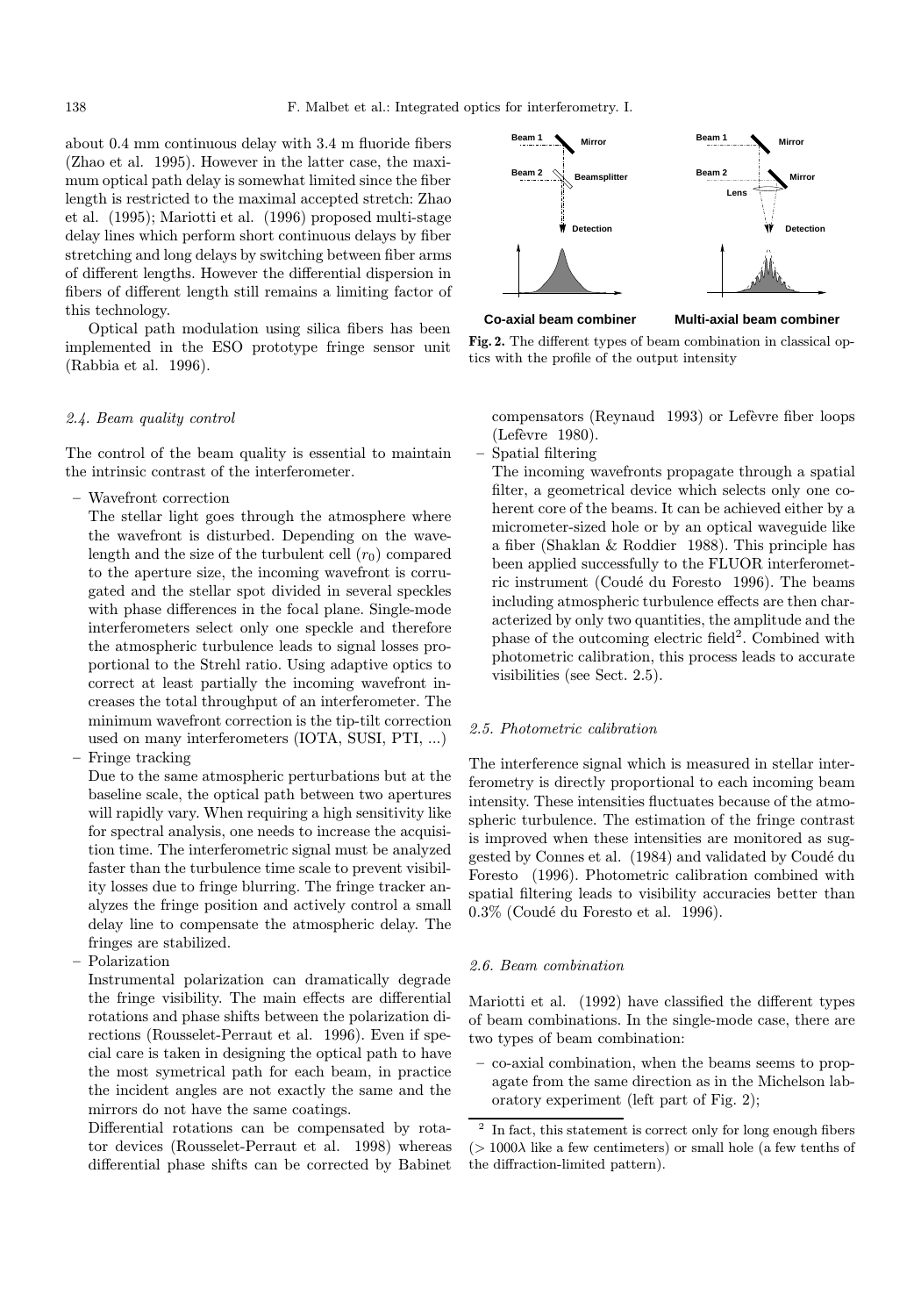about 0.4 mm continuous delay with 3.4 m fluoride fibers (Zhao et al. 1995). However in the latter case, the maximum optical path delay is somewhat limited since the fiber length is restricted to the maximal accepted stretch: Zhao et al. (1995); Mariotti et al. (1996) proposed multi-stage delay lines which perform short continuous delays by fiber stretching and long delays by switching between fiber arms of different lengths. However the differential dispersion in fibers of different length still remains a limiting factor of this technology.

Optical path modulation using silica fibers has been implemented in the ESO prototype fringe sensor unit (Rabbia et al. 1996).

#### 2.4. Beam quality control

The control of the beam quality is essential to maintain the intrinsic contrast of the interferometer.

- Wavefront correction
  The stellar light goes through the atmosphere where the wavefront is disturbed. Depending on the wavelength and the size of the turbulent cell ($r_0$) compared to the aperture size, the incoming wavefront is corrugated and the stellar spot divided in several speckles with phase differences in the focal plane. Single-mode interferometers select only one speckle and therefore the atmospheric turbulence leads to signal losses proportional to the Strehl ratio. Using adaptive optics to correct at least partially the incoming wavefront increases the total throughput of an interferometer. The minimum wavefront correction is the tip-tilt correction used on many interferometers (IOTA, SUSI, PTI, ...)
- Fringe tracking
  Due to the same atmospheric perturbations but at the baseline scale, the optical path between two apertures will rapidly vary. When requiring a high sensitivity like for spectral analysis, one needs to increase the acquisition time. The interferometric signal must be analyzed faster than the turbulence time scale to prevent visibility losses due to fringe blurring. The fringe tracker analyzes the fringe position and actively control a small delay line to compensate the atmospheric delay. The fringes are stabilized.
- Polarization
  Instrumental polarization can dramatically degrade the fringe visibility. The main effects are differential rotations and phase shifts between the polarization directions (Rousselet-Perraut et al. 1996). Even if special care is taken in designing the optical path to have the most symetrical path for each beam, in practice the incident angles are not exactly the same and the mirrors do not have the same coatings.
  Differential rotations can be compensated by rotator devices (Rousselet-Perraut et al. 1998) whereas differential phase shifts can be corrected by Babinet compensators (Reynaud 1993) or Lefèvre fiber loops (Lefèvre 1980).
- Spatial filtering
  The incoming wavefronts propagate through a spatial filter, a geometrical device which selects only one coherent core of the beams. It can be achieved either by a micrometer-sized hole or by an optical waveguide like a fiber (Shaklan & Roddier 1988). This principle has been applied successfully to the FLUOR interferometric instrument (Coudé du Foresto 1996). The beams including atmospheric turbulence effects are then characterized by only two quantities, the amplitude and the phase of the outcoming electric field[2]. Combined with photometric calibration, this process leads to accurate visibilities (see Sect. 2.5).

Co-axial beam combiner — Multi-axial beam combiner

**Fig. 2.** The different types of beam combination in classical optics with the profile of the output intensity

#### 2.5. Photometric calibration

The interference signal which is measured in stellar interferometry is directly proportional to each incoming beam intensity. These intensities fluctuates because of the atmospheric turbulence. The estimation of the fringe contrast is improved when these intensities are monitored as suggested by Connes et al. (1984) and validated by Coudé du Foresto (1996). Photometric calibration combined with spatial filtering leads to visibility accuracies better than 0.3% (Coudé du Foresto et al. 1996).

#### 2.6. Beam combination

Mariotti et al. (1992) have classified the different types of beam combinations. In the single-mode case, there are two types of beam combination:

- co-axial combination, when the beams seems to propagate from the same direction as in the Michelson laboratory experiment (left part of Fig. 2);

[2] In fact, this statement is correct only for long enough fibers ($> 1000\lambda$ like a few centimeters) or small hole (a few tenths of the diffraction-limited pattern).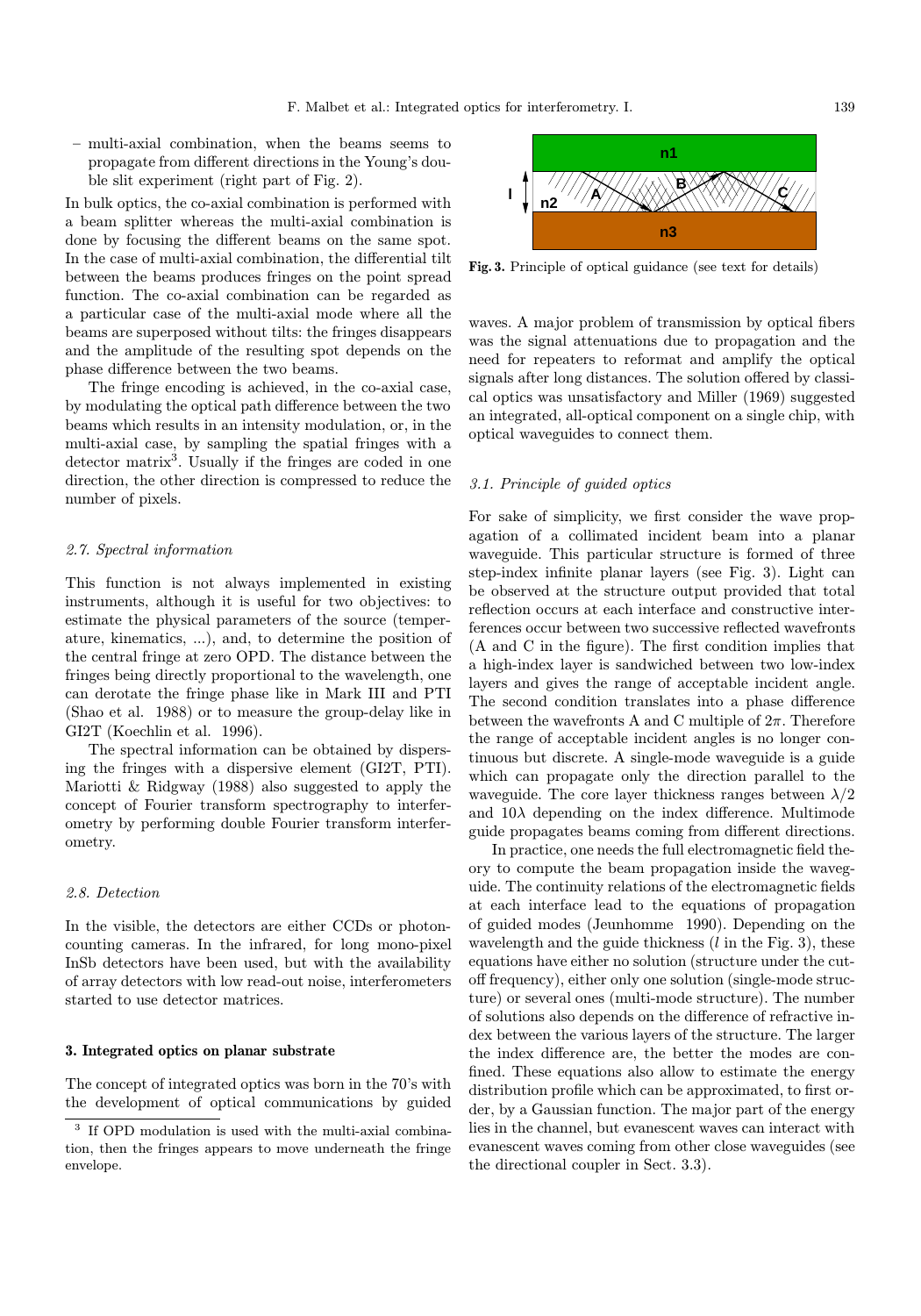– multi-axial combination, when the beams seems to propagate from different directions in the Young's double slit experiment (right part of Fig. 2).

In bulk optics, the co-axial combination is performed with a beam splitter whereas the multi-axial combination is done by focusing the different beams on the same spot. In the case of multi-axial combination, the differential tilt between the beams produces fringes on the point spread function. The co-axial combination can be regarded as a particular case of the multi-axial mode where all the beams are superposed without tilts: the fringes disappears and the amplitude of the resulting spot depends on the phase difference between the two beams.

The fringe encoding is achieved, in the co-axial case, by modulating the optical path difference between the two beams which results in an intensity modulation, or, in the multi-axial case, by sampling the spatial fringes with a detector matrix[3]. Usually if the fringes are coded in one direction, the other direction is compressed to reduce the number of pixels.

### 2.7. Spectral information

This function is not always implemented in existing instruments, although it is useful for two objectives: to estimate the physical parameters of the source (temperature, kinematics, ...), and, to determine the position of the central fringe at zero OPD. The distance between the fringes being directly proportional to the wavelength, one can derotate the fringe phase like in Mark III and PTI (Shao et al. 1988) or to measure the group-delay like in GI2T (Koechlin et al. 1996).

The spectral information can be obtained by dispersing the fringes with a dispersive element (GI2T, PTI). Mariotti & Ridgway (1988) also suggested to apply the concept of Fourier transform spectrography to interferometry by performing double Fourier transform interferometry.

### 2.8. Detection

In the visible, the detectors are either CCDs or photon-counting cameras. In the infrared, for long mono-pixel InSb detectors have been used, but with the availability of array detectors with low read-out noise, interferometers started to use detector matrices.

## 3. Integrated optics on planar substrate

The concept of integrated optics was born in the 70's with the development of optical communications by guided waves. A major problem of transmission by optical fibers was the signal attenuations due to propagation and the need for repeaters to reformat and amplify the optical signals after long distances. The solution offered by classical optics was unsatisfactory and Miller (1969) suggested an integrated, all-optical component on a single chip, with optical waveguides to connect them.

[3] If OPD modulation is used with the multi-axial combination, then the fringes appears to move underneath the fringe envelope.

**Fig. 3.** Principle of optical guidance (see text for details)

### 3.1. Principle of guided optics

For sake of simplicity, we first consider the wave propagation of a collimated incident beam into a planar waveguide. This particular structure is formed of three step-index infinite planar layers (see Fig. 3). Light can be observed at the structure output provided that total reflection occurs at each interface and constructive interferences occur between two successive reflected wavefronts (A and C in the figure). The first condition implies that a high-index layer is sandwiched between two low-index layers and gives the range of acceptable incident angle. The second condition translates into a phase difference between the wavefronts A and C multiple of $2\pi$. Therefore the range of acceptable incident angles is no longer continuous but discrete. A single-mode waveguide is a guide which can propagate only the direction parallel to the waveguide. The core layer thickness ranges between $\lambda/2$ and $10\lambda$ depending on the index difference. Multimode guide propagates beams coming from different directions.

In practice, one needs the full electromagnetic field theory to compute the beam propagation inside the waveguide. The continuity relations of the electromagnetic fields at each interface lead to the equations of propagation of guided modes (Jeunhomme 1990). Depending on the wavelength and the guide thickness ($l$ in the Fig. 3), these equations have either no solution (structure under the cutoff frequency), either only one solution (single-mode structure) or several ones (multi-mode structure). The number of solutions also depends on the difference of refractive index between the various layers of the structure. The larger the index difference are, the better the modes are confined. These equations also allow to estimate the energy distribution profile which can be approximated, to first order, by a Gaussian function. The major part of the energy lies in the channel, but evanescent waves can interact with evanescent waves coming from other close waveguides (see the directional coupler in Sect. 3.3).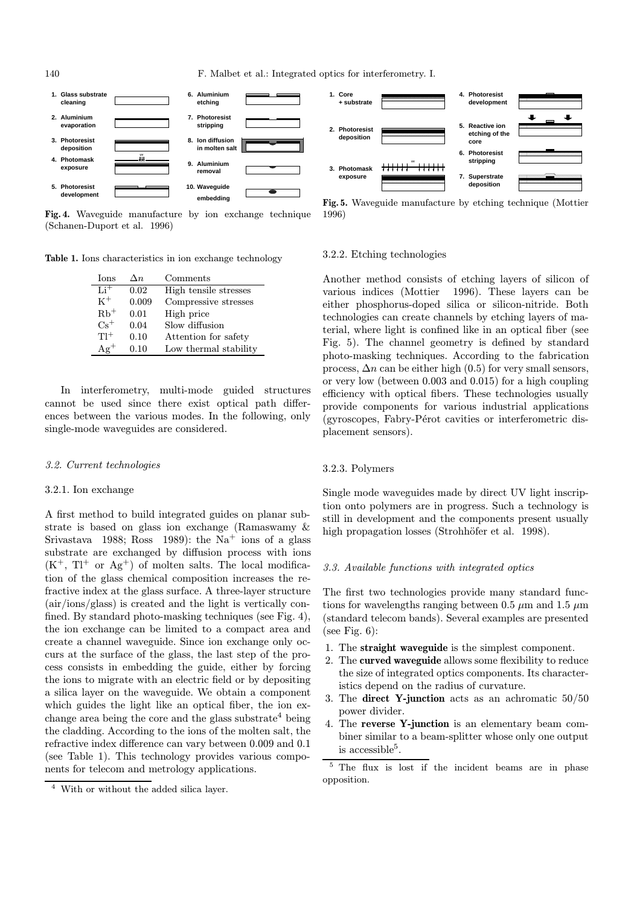**Fig. 4.** Waveguide manufacture by ion exchange technique (Schanen-Duport et al. 1996)

**Table 1.** Ions characteristics in ion exchange technology

| Ions | $\Delta n$ | Comments |
|---|---|---|
| $Li^+$ | 0.02 | High tensile stresses |
| $K^+$ | 0.009 | Compressive stresses |
| $Rb^+$ | 0.01 | High price |
| $Cs^+$ | 0.04 | Slow diffusion |
| $Tl^+$ | 0.10 | Attention for safety |
| $Ag^+$ | 0.10 | Low thermal stability |

In interferometry, multi-mode guided structures cannot be used since there exist optical path differences between the various modes. In the following, only single-mode waveguides are considered.

### *3.2. Current technologies*

#### 3.2.1. Ion exchange

A first method to build integrated guides on planar substrate is based on glass ion exchange (Ramaswamy & Srivastava 1988; Ross 1989): the $Na^+$ ions of a glass substrate are exchanged by diffusion process with ions ($K^+$, $Tl^+$ or $Ag^+$) of molten salts. The local modification of the glass chemical composition increases the refractive index at the glass surface. A three-layer structure (air/ions/glass) is created and the light is vertically confined. By standard photo-masking techniques (see Fig. 4), the ion exchange can be limited to a compact area and create a channel waveguide. Since ion exchange only occurs at the surface of the glass, the last step of the process consists in embedding the guide, either by forcing the ions to migrate with an electric field or by depositing a silica layer on the waveguide. We obtain a component which guides the light like an optical fiber, the ion exchange area being the core and the glass substrate[4] being the cladding. According to the ions of the molten salt, the refractive index difference can vary between 0.009 and 0.1 (see Table 1). This technology provides various components for telecom and metrology applications.

[4] With or without the added silica layer.

**Fig. 5.** Waveguide manufacture by etching technique (Mottier 1996)

#### 3.2.2. Etching technologies

Another method consists of etching layers of silicon of various indices (Mottier 1996). These layers can be either phosphorus-doped silica or silicon-nitride. Both technologies can create channels by etching layers of material, where light is confined like in an optical fiber (see Fig. 5). The channel geometry is defined by standard photo-masking techniques. According to the fabrication process, $\Delta n$ can be either high (0.5) for very small sensors, or very low (between 0.003 and 0.015) for a high coupling efficiency with optical fibers. These technologies usually provide components for various industrial applications (gyroscopes, Fabry-Pérot cavities or interferometric displacement sensors).

#### 3.2.3. Polymers

Single mode waveguides made by direct UV light inscription onto polymers are in progress. Such a technology is still in development and the components present usually high propagation losses (Strohhöfer et al. 1998).

### *3.3. Available functions with integrated optics*

The first two technologies provide many standard functions for wavelengths ranging between 0.5 $\mu$m and 1.5 $\mu$m (standard telecom bands). Several examples are presented (see Fig. 6):

1. The **straight waveguide** is the simplest component.
2. The **curved waveguide** allows some flexibility to reduce the size of integrated optics components. Its characteristics depend on the radius of curvature.
3. The **direct Y-junction** acts as an achromatic 50/50 power divider.
4. The **reverse Y-junction** is an elementary beam combiner similar to a beam-splitter whose only one output is accessible[5].

[5] The flux is lost if the incident beams are in phase opposition.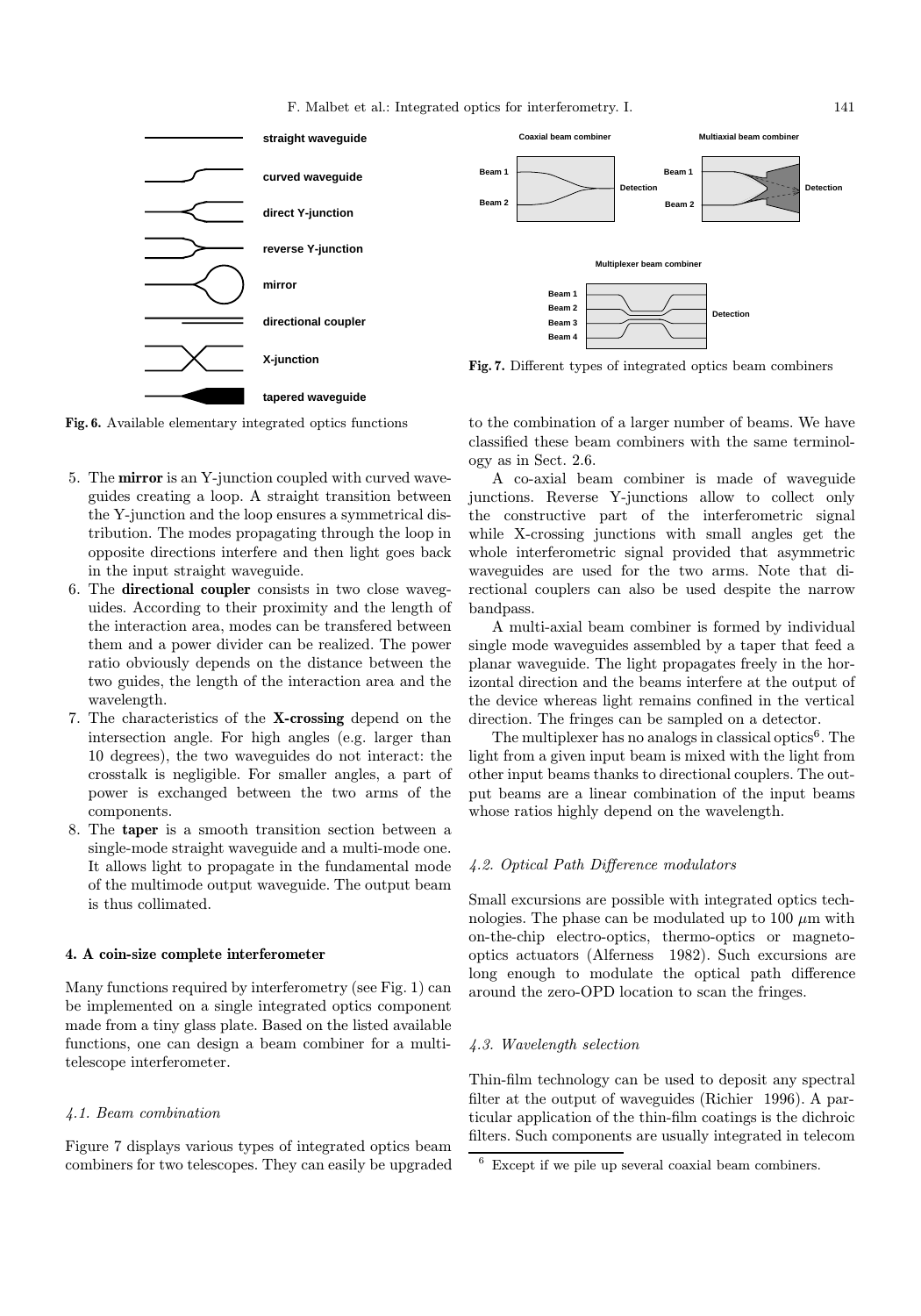straight waveguide

curved waveguide

direct Y-junction

reverse Y-junction

mirror

directional coupler

X-junction

tapered waveguide

**Fig. 6.** Available elementary integrated optics functions

Coaxial beam combiner

Multiaxial beam combiner

Multiplexer beam combiner

**Fig. 7.** Different types of integrated optics beam combiners

5. The **mirror** is an Y-junction coupled with curved waveguides creating a loop. A straight transition between the Y-junction and the loop ensures a symmetrical distribution. The modes propagating through the loop in opposite directions interfere and then light goes back in the input straight waveguide.
6. The **directional coupler** consists in two close waveguides. According to their proximity and the length of the interaction area, modes can be transfered between them and a power divider can be realized. The power ratio obviously depends on the distance between the two guides, the length of the interaction area and the wavelength.
7. The characteristics of the **X-crossing** depend on the intersection angle. For high angles (e.g. larger than 10 degrees), the two waveguides do not interact: the crosstalk is negligible. For smaller angles, a part of power is exchanged between the two arms of the components.
8. The **taper** is a smooth transition section between a single-mode straight waveguide and a multi-mode one. It allows light to propagate in the fundamental mode of the multimode output waveguide. The output beam is thus collimated.

## 4. A coin-size complete interferometer

Many functions required by interferometry (see Fig. 1) can be implemented on a single integrated optics component made from a tiny glass plate. Based on the listed available functions, one can design a beam combiner for a multi-telescope interferometer.

### *4.1. Beam combination*

Figure 7 displays various types of integrated optics beam combiners for two telescopes. They can easily be upgraded to the combination of a larger number of beams. We have classified these beam combiners with the same terminology as in Sect. 2.6.

A co-axial beam combiner is made of waveguide junctions. Reverse Y-junctions allow to collect only the constructive part of the interferometric signal while X-crossing junctions with small angles get the whole interferometric signal provided that asymmetric waveguides are used for the two arms. Note that directional couplers can also be used despite the narrow bandpass.

A multi-axial beam combiner is formed by individual single mode waveguides assembled by a taper that feed a planar waveguide. The light propagates freely in the horizontal direction and the beams interfere at the output of the device whereas light remains confined in the vertical direction. The fringes can be sampled on a detector.

The multiplexer has no analogs in classical optics[6]. The light from a given input beam is mixed with the light from other input beams thanks to directional couplers. The output beams are a linear combination of the input beams whose ratios highly depend on the wavelength.

### *4.2. Optical Path Difference modulators*

Small excursions are possible with integrated optics technologies. The phase can be modulated up to 100 $\mu$m with on-the-chip electro-optics, thermo-optics or magneto-optics actuators (Alferness 1982). Such excursions are long enough to modulate the optical path difference around the zero-OPD location to scan the fringes.

### *4.3. Wavelength selection*

Thin-film technology can be used to deposit any spectral filter at the output of waveguides (Richier 1996). A particular application of the thin-film coatings is the dichroic filters. Such components are usually integrated in telecom

[6] Except if we pile up several coaxial beam combiners.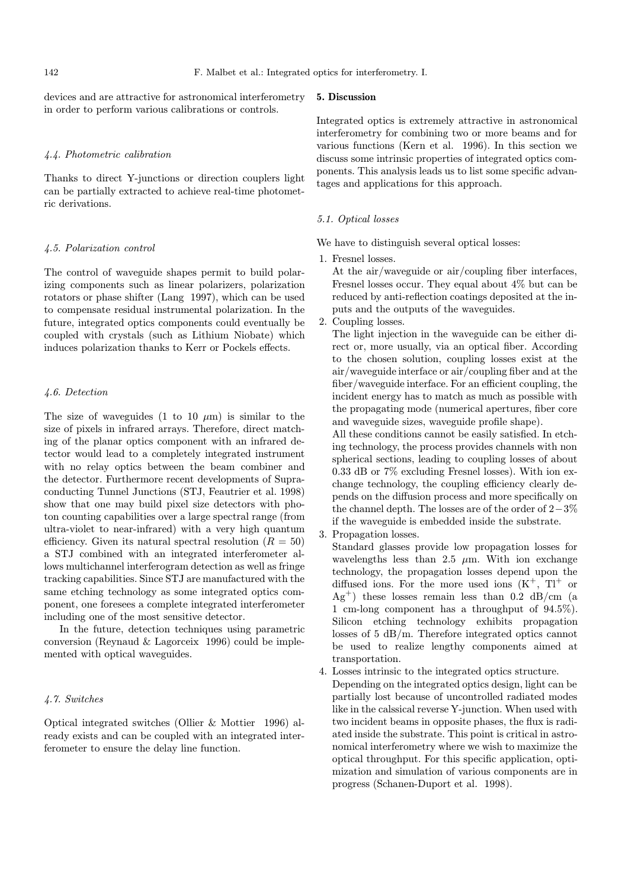devices and are attractive for astronomical interferometry in order to perform various calibrations or controls.

### 4.4. Photometric calibration

Thanks to direct Y-junctions or direction couplers light can be partially extracted to achieve real-time photometric derivations.

### 4.5. Polarization control

The control of waveguide shapes permit to build polarizing components such as linear polarizers, polarization rotators or phase shifter (Lang 1997), which can be used to compensate residual instrumental polarization. In the future, integrated optics components could eventually be coupled with crystals (such as Lithium Niobate) which induces polarization thanks to Kerr or Pockels effects.

### 4.6. Detection

The size of waveguides (1 to 10 $\mu$m) is similar to the size of pixels in infrared arrays. Therefore, direct matching of the planar optics component with an infrared detector would lead to a completely integrated instrument with no relay optics between the beam combiner and the detector. Furthermore recent developments of Supraconducting Tunnel Junctions (STJ, Feautrier et al. 1998) show that one may build pixel size detectors with photon counting capabilities over a large spectral range (from ultra-violet to near-infrared) with a very high quantum efficiency. Given its natural spectral resolution ($R = 50$) a STJ combined with an integrated interferometer allows multichannel interferogram detection as well as fringe tracking capabilities. Since STJ are manufactured with the same etching technology as some integrated optics component, one foresees a complete integrated interferometer including one of the most sensitive detector.

In the future, detection techniques using parametric conversion (Reynaud & Lagorceix 1996) could be implemented with optical waveguides.

### 4.7. Switches

Optical integrated switches (Ollier & Mottier 1996) already exists and can be coupled with an integrated interferometer to ensure the delay line function.

## 5. Discussion

Integrated optics is extremely attractive in astronomical interferometry for combining two or more beams and for various functions (Kern et al. 1996). In this section we discuss some intrinsic properties of integrated optics components. This analysis leads us to list some specific advantages and applications for this approach.

### 5.1. Optical losses

We have to distinguish several optical losses:

1. Fresnel losses.
   At the air/waveguide or air/coupling fiber interfaces, Fresnel losses occur. They equal about 4% but can be reduced by anti-reflection coatings deposited at the inputs and the outputs of the waveguides.
2. Coupling losses.
   The light injection in the waveguide can be either direct or, more usually, via an optical fiber. According to the chosen solution, coupling losses exist at the air/waveguide interface or air/coupling fiber and at the fiber/waveguide interface. For an efficient coupling, the incident energy has to match as much as possible with the propagating mode (numerical apertures, fiber core and waveguide sizes, waveguide profile shape).
   All these conditions cannot be easily satisfied. In etching technology, the process provides channels with non spherical sections, leading to coupling losses of about 0.33 dB or 7% excluding Fresnel losses). With ion exchange technology, the coupling efficiency clearly depends on the diffusion process and more specifically on the channel depth. The losses are of the order of $2-3$% if the waveguide is embedded inside the substrate.
3. Propagation losses.
   Standard glasses provide low propagation losses for wavelengths less than 2.5 $\mu$m. With ion exchange technology, the propagation losses depend upon the diffused ions. For the more used ions ($K^+$, $Tl^+$ or $Ag^+$) these losses remain less than 0.2 dB/cm (a 1 cm-long component has a throughput of 94.5%). Silicon etching technology exhibits propagation losses of 5 dB/m. Therefore integrated optics cannot be used to realize lengthy components aimed at transportation.
4. Losses intrinsic to the integrated optics structure.
   Depending on the integrated optics design, light can be partially lost because of uncontrolled radiated modes like in the calssical reverse Y-junction. When used with two incident beams in opposite phases, the flux is radiated inside the substrate. This point is critical in astronomical interferometry where we wish to maximize the optical throughput. For this specific application, optimization and simulation of various components are in progress (Schanen-Duport et al. 1998).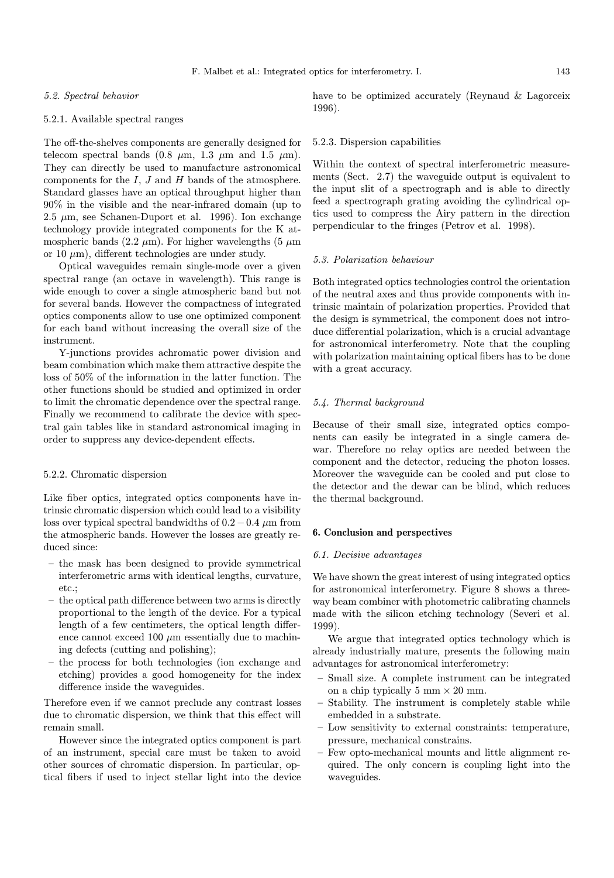### 5.2. Spectral behavior

#### 5.2.1. Available spectral ranges

The off-the-shelves components are generally designed for telecom spectral bands (0.8 $\mu$m, 1.3 $\mu$m and 1.5 $\mu$m). They can directly be used to manufacture astronomical components for the $I$, $J$ and $H$ bands of the atmosphere. Standard glasses have an optical throughput higher than 90% in the visible and the near-infrared domain (up to 2.5 $\mu$m, see Schanen-Duport et al. 1996). Ion exchange technology provide integrated components for the K atmospheric bands (2.2 $\mu$m). For higher wavelengths (5 $\mu$m or 10 $\mu$m), different technologies are under study.

Optical waveguides remain single-mode over a given spectral range (an octave in wavelength). This range is wide enough to cover a single atmospheric band but not for several bands. However the compactness of integrated optics components allow to use one optimized component for each band without increasing the overall size of the instrument.

Y-junctions provides achromatic power division and beam combination which make them attractive despite the loss of 50% of the information in the latter function. The other functions should be studied and optimized in order to limit the chromatic dependence over the spectral range. Finally we recommend to calibrate the device with spectral gain tables like in standard astronomical imaging in order to suppress any device-dependent effects.

#### 5.2.2. Chromatic dispersion

Like fiber optics, integrated optics components have intrinsic chromatic dispersion which could lead to a visibility loss over typical spectral bandwidths of $0.2-0.4$ $\mu$m from the atmospheric bands. However the losses are greatly reduced since:

- the mask has been designed to provide symmetrical interferometric arms with identical lengths, curvature, etc.;
- the optical path difference between two arms is directly proportional to the length of the device. For a typical length of a few centimeters, the optical length difference cannot exceed 100 $\mu$m essentially due to machining defects (cutting and polishing);
- the process for both technologies (ion exchange and etching) provides a good homogeneity for the index difference inside the waveguides.

Therefore even if we cannot preclude any contrast losses due to chromatic dispersion, we think that this effect will remain small.

However since the integrated optics component is part of an instrument, special care must be taken to avoid other sources of chromatic dispersion. In particular, optical fibers if used to inject stellar light into the device have to be optimized accurately (Reynaud & Lagorceix 1996).

#### 5.2.3. Dispersion capabilities

Within the context of spectral interferometric measurements (Sect. 2.7) the waveguide output is equivalent to the input slit of a spectrograph and is able to directly feed a spectrograph grating avoiding the cylindrical optics used to compress the Airy pattern in the direction perpendicular to the fringes (Petrov et al. 1998).

### 5.3. Polarization behaviour

Both integrated optics technologies control the orientation of the neutral axes and thus provide components with intrinsic maintain of polarization properties. Provided that the design is symmetrical, the component does not introduce differential polarization, which is a crucial advantage for astronomical interferometry. Note that the coupling with polarization maintaining optical fibers has to be done with a great accuracy.

### 5.4. Thermal background

Because of their small size, integrated optics components can easily be integrated in a single camera dewar. Therefore no relay optics are needed between the component and the detector, reducing the photon losses. Moreover the waveguide can be cooled and put close to the detector and the dewar can be blind, which reduces the thermal background.

## 6. Conclusion and perspectives

### 6.1. Decisive advantages

We have shown the great interest of using integrated optics for astronomical interferometry. Figure 8 shows a three-way beam combiner with photometric calibrating channels made with the silicon etching technology (Severi et al. 1999).

We argue that integrated optics technology which is already industrially mature, presents the following main advantages for astronomical interferometry:

- Small size. A complete instrument can be integrated on a chip typically 5 mm $\times$ 20 mm.
- Stability. The instrument is completely stable while embedded in a substrate.
- Low sensitivity to external constraints: temperature, pressure, mechanical constrains.
- Few opto-mechanical mounts and little alignment required. The only concern is coupling light into the waveguides.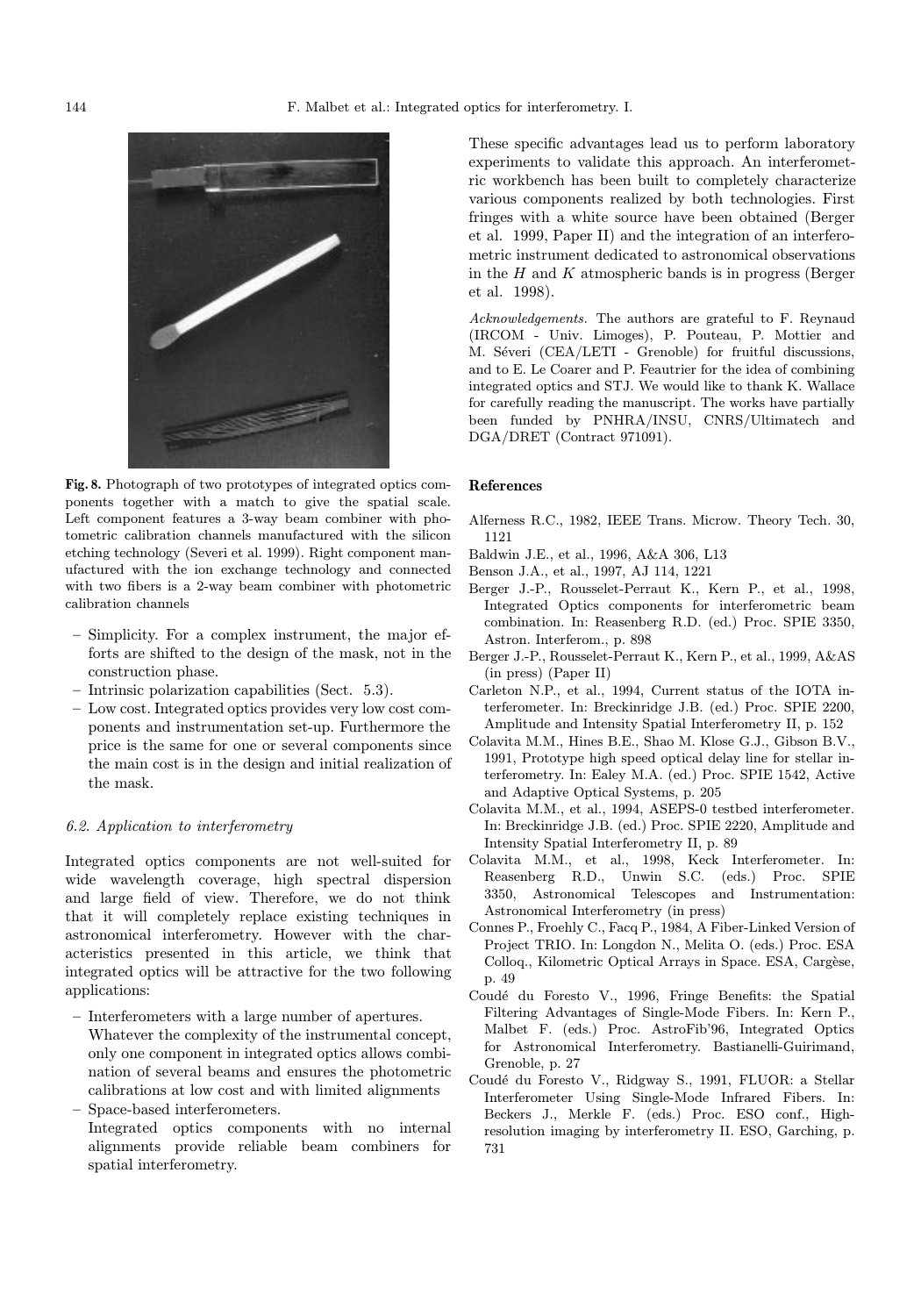**Fig. 8.** Photograph of two prototypes of integrated optics components together with a match to give the spatial scale. Left component features a 3-way beam combiner with photometric calibration channels manufactured with the silicon etching technology (Severi et al. 1999). Right component manufactured with the ion exchange technology and connected with two fibers is a 2-way beam combiner with photometric calibration channels

– Simplicity. For a complex instrument, the major efforts are shifted to the design of the mask, not in the construction phase.
– Intrinsic polarization capabilities (Sect. 5.3).
– Low cost. Integrated optics provides very low cost components and instrumentation set-up. Furthermore the price is the same for one or several components since the main cost is in the design and initial realization of the mask.

### *6.2. Application to interferometry*

Integrated optics components are not well-suited for wide wavelength coverage, high spectral dispersion and large field of view. Therefore, we do not think that it will completely replace existing techniques in astronomical interferometry. However with the characteristics presented in this article, we think that integrated optics will be attractive for the two following applications:

– Interferometers with a large number of apertures.
  Whatever the complexity of the instrumental concept, only one component in integrated optics allows combination of several beams and ensures the photometric calibrations at low cost and with limited alignments
– Space-based interferometers.
  Integrated optics components with no internal alignments provide reliable beam combiners for spatial interferometry.

These specific advantages lead us to perform laboratory experiments to validate this approach. An interferometric workbench has been built to completely characterize various components realized by both technologies. First fringes with a white source have been obtained (Berger et al. 1999, Paper II) and the integration of an interferometric instrument dedicated to astronomical observations in the $H$ and $K$ atmospheric bands is in progress (Berger et al. 1998).

*Acknowledgements.* The authors are grateful to F. Reynaud (IRCOM - Univ. Limoges), P. Pouteau, P. Mottier and M. Séveri (CEA/LETI - Grenoble) for fruitful discussions, and to E. Le Coarer and P. Feautrier for the idea of combining integrated optics and STJ. We would like to thank K. Wallace for carefully reading the manuscript. The works have partially been funded by PNHRA/INSU, CNRS/Ultimatech and DGA/DRET (Contract 971091).

## References

Alferness R.C., 1982, IEEE Trans. Microw. Theory Tech. 30, 1121

Baldwin J.E., et al., 1996, A&A 306, L13

Benson J.A., et al., 1997, AJ 114, 1221

Berger J.-P., Rousselet-Perraut K., Kern P., et al., 1998, Integrated Optics components for interferometric beam combination. In: Reasenberg R.D. (ed.) Proc. SPIE 3350, Astron. Interferom., p. 898

Berger J.-P., Rousselet-Perraut K., Kern P., et al., 1999, A&AS (in press) (Paper II)

Carleton N.P., et al., 1994, Current status of the IOTA interferometer. In: Breckinridge J.B. (ed.) Proc. SPIE 2200, Amplitude and Intensity Spatial Interferometry II, p. 152

Colavita M.M., Hines B.E., Shao M. Klose G.J., Gibson B.V., 1991, Prototype high speed optical delay line for stellar interferometry. In: Ealey M.A. (ed.) Proc. SPIE 1542, Active and Adaptive Optical Systems, p. 205

Colavita M.M., et al., 1994, ASEPS-0 testbed interferometer. In: Breckinridge J.B. (ed.) Proc. SPIE 2220, Amplitude and Intensity Spatial Interferometry II, p. 89

Colavita M.M., et al., 1998, Keck Interferometer. In: Reasenberg R.D., Unwin S.C. (eds.) Proc. SPIE 3350, Astronomical Telescopes and Instrumentation: Astronomical Interferometry (in press)

Connes P., Froehly C., Facq P., 1984, A Fiber-Linked Version of Project TRIO. In: Longdon N., Melita O. (eds.) Proc. ESA Colloq., Kilometric Optical Arrays in Space. ESA, Cargèse, p. 49

Coudé du Foresto V., 1996, Fringe Benefits: the Spatial Filtering Advantages of Single-Mode Fibers. In: Kern P., Malbet F. (eds.) Proc. AstroFib'96, Integrated Optics for Astronomical Interferometry. Bastianelli-Guirimand, Grenoble, p. 27

Coudé du Foresto V., Ridgway S., 1991, FLUOR: a Stellar Interferometer Using Single-Mode Infrared Fibers. In: Beckers J., Merkle F. (eds.) Proc. ESO conf., High-resolution imaging by interferometry II. ESO, Garching, p. 731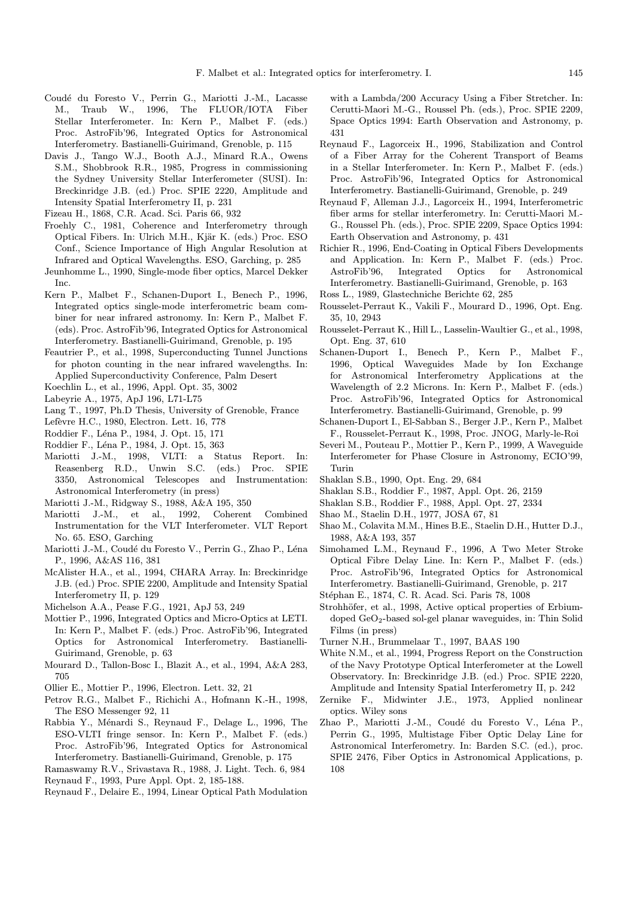Coudé du Foresto V., Perrin G., Mariotti J.-M., Lacasse M., Traub W., 1996, The FLUOR/IOTA Fiber Stellar Interferometer. In: Kern P., Malbet F. (eds.) Proc. AstroFib'96, Integrated Optics for Astronomical Interferometry. Bastianelli-Guirimand, Grenoble, p. 115

Davis J., Tango W.J., Booth A.J., Minard R.A., Owens S.M., Shobbrook R.R., 1985, Progress in commissioning the Sydney University Stellar Interferometer (SUSI). In: Breckinridge J.B. (ed.) Proc. SPIE 2220, Amplitude and Intensity Spatial Interferometry II, p. 231

Fizeau H., 1868, C.R. Acad. Sci. Paris 66, 932

Froehly C., 1981, Coherence and Interferometry through Optical Fibers. In: Ulrich M.H., Kjär K. (eds.) Proc. ESO Conf., Science Importance of High Angular Resolution at Infrared and Optical Wavelengths. ESO, Garching, p. 285

Jeunhomme L., 1990, Single-mode fiber optics, Marcel Dekker Inc.

Kern P., Malbet F., Schanen-Duport I., Benech P., 1996, Integrated optics single-mode interferometric beam combiner for near infrared astronomy. In: Kern P., Malbet F. (eds). Proc. AstroFib'96, Integrated Optics for Astronomical Interferometry. Bastianelli-Guirimand, Grenoble, p. 195

Feautrier P., et al., 1998, Superconducting Tunnel Junctions for photon counting in the near infrared wavelengths. In: Applied Superconductivity Conference, Palm Desert

Koechlin L., et al., 1996, Appl. Opt. 35, 3002

Labeyrie A., 1975, ApJ 196, L71-L75

Lang T., 1997, Ph.D Thesis, University of Grenoble, France

Lefèvre H.C., 1980, Electron. Lett. 16, 778

Roddier F., Léna P., 1984, J. Opt. 15, 171

Roddier F., Léna P., 1984, J. Opt. 15, 363

Mariotti J.-M., 1998, VLTI: a Status Report. In: Reasenberg R.D., Unwin S.C. (eds.) Proc. SPIE 3350, Astronomical Telescopes and Instrumentation: Astronomical Interferometry (in press)

Mariotti J.-M., Ridgway S., 1988, A&A 195, 350

Mariotti J.-M., et al., 1992, Coherent Combined Instrumentation for the VLT Interferometer. VLT Report No. 65. ESO, Garching

Mariotti J.-M., Coudé du Foresto V., Perrin G., Zhao P., Léna P., 1996, A&AS 116, 381

McAlister H.A., et al., 1994, CHARA Array. In: Breckinridge J.B. (ed.) Proc. SPIE 2200, Amplitude and Intensity Spatial Interferometry II, p. 129

Michelson A.A., Pease F.G., 1921, ApJ 53, 249

Mottier P., 1996, Integrated Optics and Micro-Optics at LETI. In: Kern P., Malbet F. (eds.) Proc. AstroFib'96, Integrated Optics for Astronomical Interferometry. Bastianelli-Guirimand, Grenoble, p. 63

Mourard D., Tallon-Bosc I., Blazit A., et al., 1994, A&A 283, 705

Ollier E., Mottier P., 1996, Electron. Lett. 32, 21

Petrov R.G., Malbet F., Richichi A., Hofmann K.-H., 1998, The ESO Messenger 92, 11

Rabbia Y., Ménardi S., Reynaud F., Delage L., 1996, The ESO-VLTI fringe sensor. In: Kern P., Malbet F. (eds.) Proc. AstroFib'96, Integrated Optics for Astronomical Interferometry. Bastianelli-Guirimand, Grenoble, p. 175

Ramaswamy R.V., Srivastava R., 1988, J. Light. Tech. 6, 984

Reynaud F., 1993, Pure Appl. Opt. 2, 185-188.

Reynaud F., Delaire E., 1994, Linear Optical Path Modulation with a Lambda/200 Accuracy Using a Fiber Stretcher. In: Cerutti-Maori M.-G., Roussel Ph. (eds.), Proc. SPIE 2209, Space Optics 1994: Earth Observation and Astronomy, p. 431

Reynaud F., Lagorceix H., 1996, Stabilization and Control of a Fiber Array for the Coherent Transport of Beams in a Stellar Interferometer. In: Kern P., Malbet F. (eds.) Proc. AstroFib'96, Integrated Optics for Astronomical Interferometry. Bastianelli-Guirimand, Grenoble, p. 249

Reynaud F, Alleman J.J., Lagorceix H., 1994, Interferometric fiber arms for stellar interferometry. In: Cerutti-Maori M.-G., Roussel Ph. (eds.), Proc. SPIE 2209, Space Optics 1994: Earth Observation and Astronomy, p. 431

Richier R., 1996, End-Coating in Optical Fibers Developments and Application. In: Kern P., Malbet F. (eds.) Proc. AstroFib'96, Integrated Optics for Astronomical Interferometry. Bastianelli-Guirimand, Grenoble, p. 163

Ross L., 1989, Glastechniche Berichte 62, 285

Rousselet-Perraut K., Vakili F., Mourard D., 1996, Opt. Eng. 35, 10, 2943

Rousselet-Perraut K., Hill L., Lasselin-Waultier G., et al., 1998, Opt. Eng. 37, 610

Schanen-Duport I., Benech P., Kern P., Malbet F., 1996, Optical Waveguides Made by Ion Exchange for Astronomical Interferometry Applications at the Wavelength of 2.2 Microns. In: Kern P., Malbet F. (eds.) Proc. AstroFib'96, Integrated Optics for Astronomical Interferometry. Bastianelli-Guirimand, Grenoble, p. 99

Schanen-Duport I., El-Sabban S., Berger J.P., Kern P., Malbet F., Rousselet-Perraut K., 1998, Proc. JNOG, Marly-le-Roi

Severi M., Pouteau P., Mottier P., Kern P., 1999, A Waveguide Interferometer for Phase Closure in Astronomy, ECIO'99, Turin

Shaklan S.B., 1990, Opt. Eng. 29, 684

Shaklan S.B., Roddier F., 1987, Appl. Opt. 26, 2159

Shaklan S.B., Roddier F., 1988, Appl. Opt. 27, 2334

Shao M., Staelin D.H., 1977, JOSA 67, 81

Shao M., Colavita M.M., Hines B.E., Staelin D.H., Hutter D.J., 1988, A&A 193, 357

Simohamed L.M., Reynaud F., 1996, A Two Meter Stroke Optical Fibre Delay Line. In: Kern P., Malbet F. (eds.) Proc. AstroFib'96, Integrated Optics for Astronomical Interferometry. Bastianelli-Guirimand, Grenoble, p. 217

Stéphan E., 1874, C. R. Acad. Sci. Paris 78, 1008

Strohhöfer, et al., 1998, Active optical properties of Erbium-doped $GeO_2$-based sol-gel planar waveguides, in: Thin Solid Films (in press)

Turner N.H., Brummelaar T., 1997, BAAS 190

White N.M., et al., 1994, Progress Report on the Construction of the Navy Prototype Optical Interferometer at the Lowell Observatory. In: Breckinridge J.B. (ed.) Proc. SPIE 2220, Amplitude and Intensity Spatial Interferometry II, p. 242

Zernike F., Midwinter J.E., 1973, Applied nonlinear optics. Wiley sons

Zhao P., Mariotti J.-M., Coudé du Foresto V., Léna P., Perrin G., 1995, Multistage Fiber Optic Delay Line for Astronomical Interferometry. In: Barden S.C. (ed.), proc. SPIE 2476, Fiber Optics in Astronomical Applications, p. 108